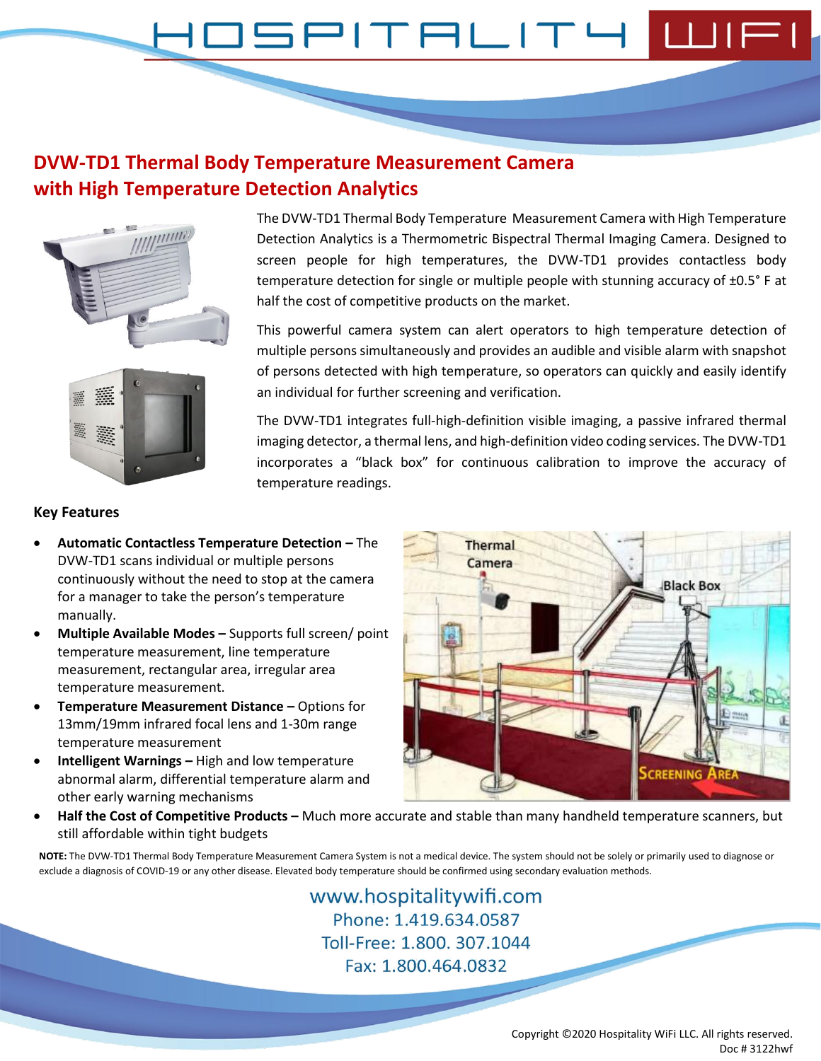# HOSPITALITY WIFI

## DVW-TD1 Thermal Body Temperature Measurement Camera with High Temperature Detection Analytics

The DVW-TD1 Thermal Body Temperature Measurement Camera with High Temperature Detection Analytics is a Thermometric Bispectral Thermal Imaging Camera. Designed to screen people for high temperatures, the DVW-TD1 provides contactless body temperature detection for single or multiple people with stunning accuracy of ±0.5° F at half the cost of competitive products on the market.

This powerful camera system can alert operators to high temperature detection of multiple persons simultaneously and provides an audible and visible alarm with snapshot of persons detected with high temperature, so operators can quickly and easily identify an individual for further screening and verification.

The DVW-TD1 integrates full-high-definition visible imaging, a passive infrared thermal imaging detector, a thermal lens, and high-definition video coding services. The DVW-TD1 incorporates a "black box" for continuous calibration to improve the accuracy of temperature readings.

### Key Features

- **Automatic Contactless Temperature Detection –** The DVW-TD1 scans individual or multiple persons continuously without the need to stop at the camera for a manager to take the person's temperature manually.
- **Multiple Available Modes –** Supports full screen/ point temperature measurement, line temperature measurement, rectangular area, irregular area temperature measurement.
- **Temperature Measurement Distance –** Options for 13mm/19mm infrared focal lens and 1-30m range temperature measurement
- **Intelligent Warnings –** High and low temperature abnormal alarm, differential temperature alarm and other early warning mechanisms
- **Half the Cost of Competitive Products –** Much more accurate and stable than many handheld temperature scanners, but still affordable within tight budgets

**NOTE:** The DVW-TD1 Thermal Body Temperature Measurement Camera System is not a medical device. The system should not be solely or primarily used to diagnose or exclude a diagnosis of COVID-19 or any other disease. Elevated body temperature should be confirmed using secondary evaluation methods.

www.hospitalitywifi.com
Phone: 1.419.634.0587
Toll-Free: 1.800. 307.1044
Fax: 1.800.464.0832

Copyright ©2020 Hospitality WiFi LLC. All rights reserved.
Doc # 3122hwf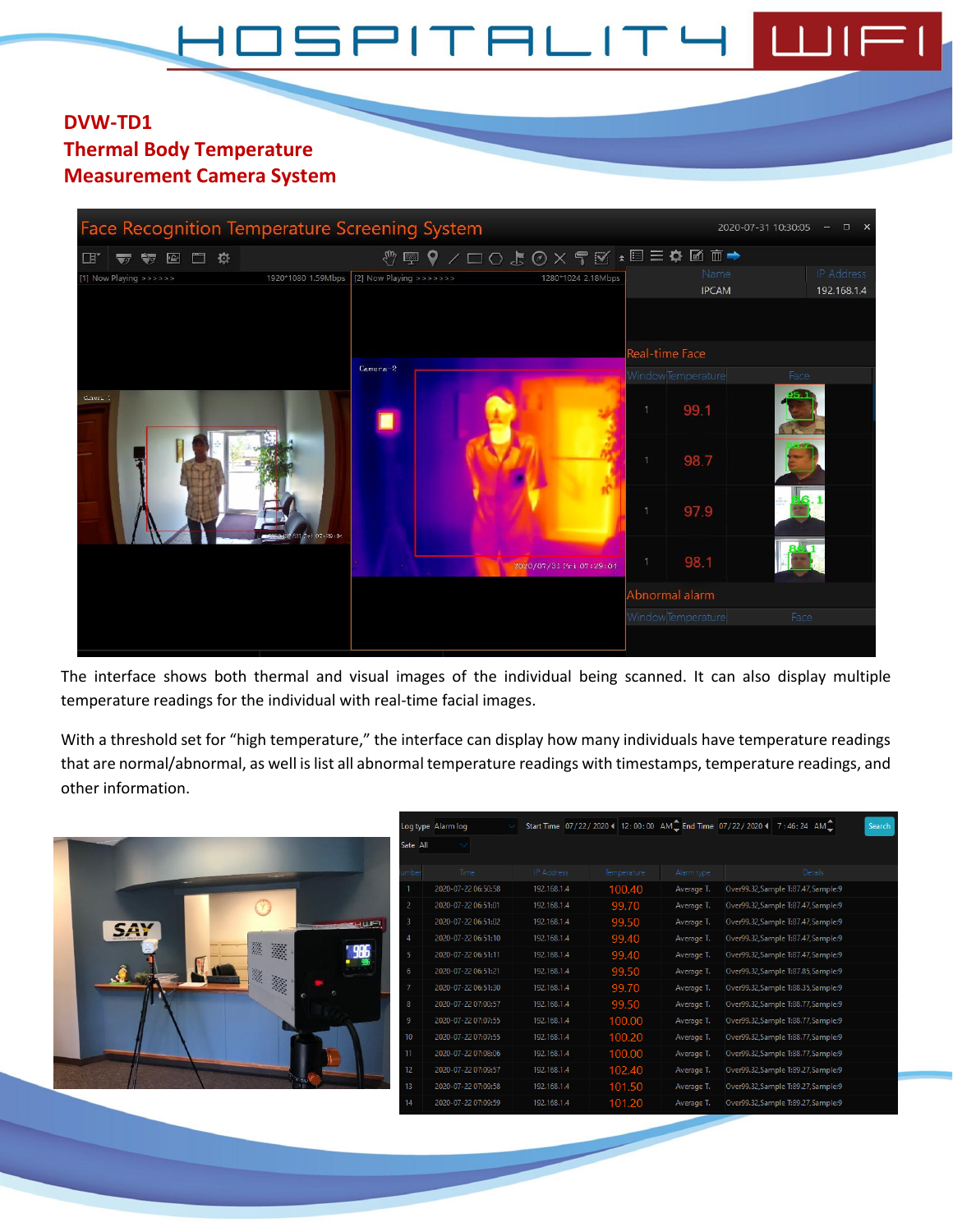**DVW-TD1**
**Thermal Body Temperature**
**Measurement Camera System**

The interface shows both thermal and visual images of the individual being scanned. It can also display multiple temperature readings for the individual with real-time facial images.

With a threshold set for “high temperature,” the interface can display how many individuals have temperature readings that are normal/abnormal, as well is list all abnormal temperature readings with timestamps, temperature readings, and other information.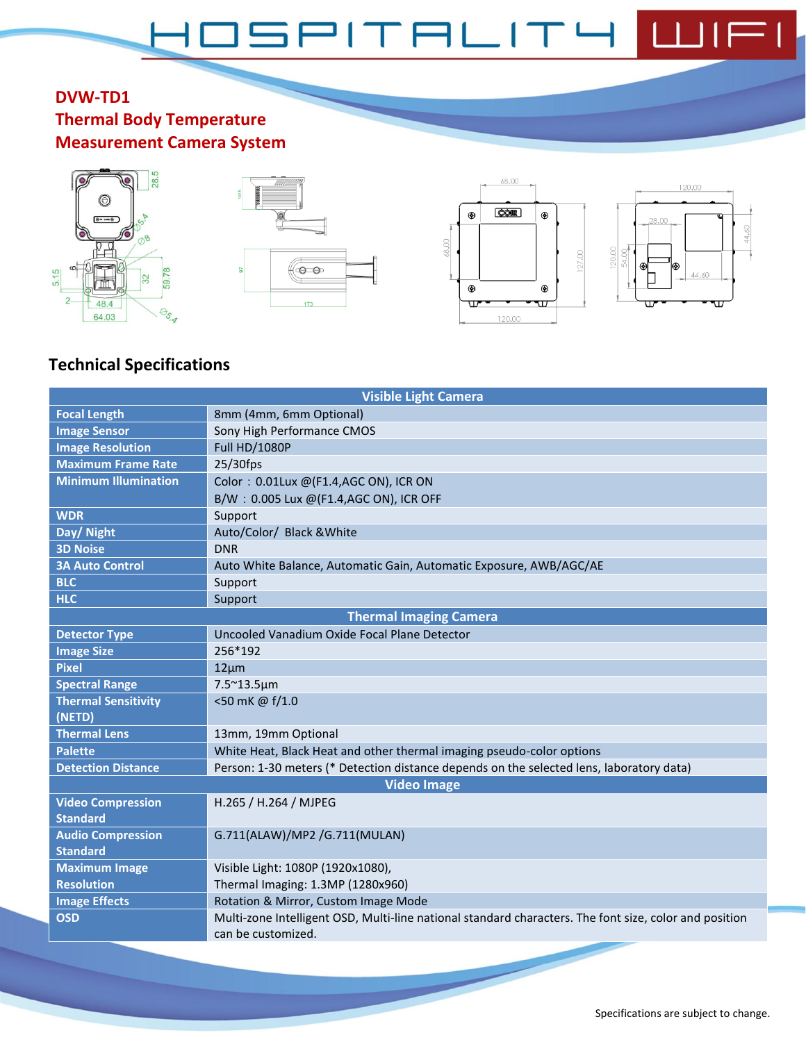## DVW-TD1
## Thermal Body Temperature Measurement Camera System

## Technical Specifications

| Visible Light Camera | |
|---|---|
| **Focal Length** | 8mm (4mm, 6mm Optional) |
| **Image Sensor** | Sony High Performance CMOS |
| **Image Resolution** | Full HD/1080P |
| **Maximum Frame Rate** | 25/30fps |
| **Minimum Illumination** | Color：0.01Lux @(F1.4,AGC ON), ICR ON<br>B/W：0.005 Lux @(F1.4,AGC ON), ICR OFF |
| **WDR** | Support |
| **Day/ Night** | Auto/Color/ Black &White |
| **3D Noise** | DNR |
| **3A Auto Control** | Auto White Balance, Automatic Gain, Automatic Exposure, AWB/AGC/AE |
| **BLC** | Support |
| **HLC** | Support |
| **Thermal Imaging Camera** | |
| **Detector Type** | Uncooled Vanadium Oxide Focal Plane Detector |
| **Image Size** | 256*192 |
| **Pixel** | 12µm |
| **Spectral Range** | 7.5~13.5µm |
| **Thermal Sensitivity (NETD)** | <50 mK @ f/1.0 |
| **Thermal Lens** | 13mm, 19mm Optional |
| **Palette** | White Heat, Black Heat and other thermal imaging pseudo-color options |
| **Detection Distance** | Person: 1-30 meters (* Detection distance depends on the selected lens, laboratory data) |
| **Video Image** | |
| **Video Compression Standard** | H.265 / H.264 / MJPEG |
| **Audio Compression Standard** | G.711(ALAW)/MP2 /G.711(MULAN) |
| **Maximum Image Resolution** | Visible Light: 1080P (1920x1080),<br>Thermal Imaging: 1.3MP (1280x960) |
| **Image Effects** | Rotation & Mirror, Custom Image Mode |
| **OSD** | Multi-zone Intelligent OSD, Multi-line national standard characters. The font size, color and position can be customized. |

Specifications are subject to change.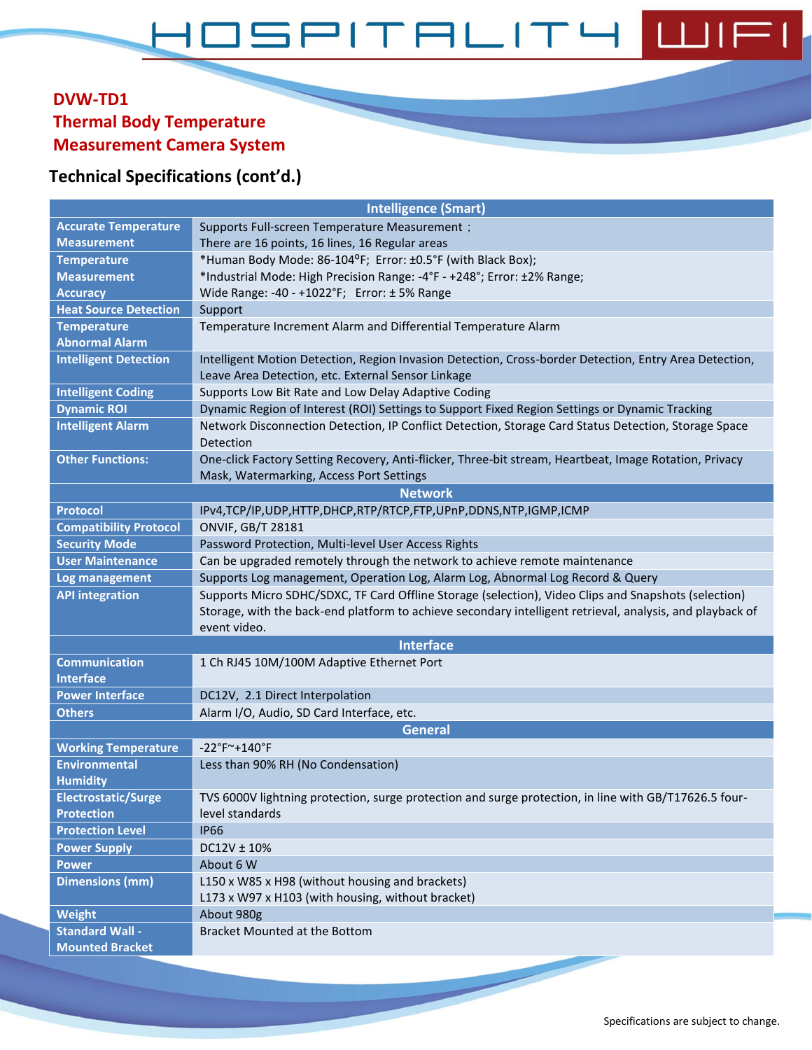# HOSPITALITY WIFI

## DVW-TD1
## Thermal Body Temperature Measurement Camera System

### Technical Specifications (cont'd.)

| Intelligence (Smart) | |
|---|---|
| **Accurate Temperature Measurement** | Supports Full-screen Temperature Measurement；There are 16 points, 16 lines, 16 Regular areas |
| **Temperature Measurement Accuracy** | *Human Body Mode: 86-104$^{o}$F; Error: ±0.5°F (with Black Box);<br>*Industrial Mode: High Precision Range: -4°F - +248°; Error: ±2% Range;<br>Wide Range: -40 - +1022°F; Error: ± 5% Range |
| **Heat Source Detection** | Support |
| **Temperature Abnormal Alarm** | Temperature Increment Alarm and Differential Temperature Alarm |
| **Intelligent Detection** | Intelligent Motion Detection, Region Invasion Detection, Cross-border Detection, Entry Area Detection, Leave Area Detection, etc. External Sensor Linkage |
| **Intelligent Coding** | Supports Low Bit Rate and Low Delay Adaptive Coding |
| **Dynamic ROI** | Dynamic Region of Interest (ROI) Settings to Support Fixed Region Settings or Dynamic Tracking |
| **Intelligent Alarm** | Network Disconnection Detection, IP Conflict Detection, Storage Card Status Detection, Storage Space Detection |
| **Other Functions:** | One-click Factory Setting Recovery, Anti-flicker, Three-bit stream, Heartbeat, Image Rotation, Privacy Mask, Watermarking, Access Port Settings |
| **Network** | |
| **Protocol** | IPv4,TCP/IP,UDP,HTTP,DHCP,RTP/RTCP,FTP,UPnP,DDNS,NTP,IGMP,ICMP |
| **Compatibility Protocol** | ONVIF, GB/T 28181 |
| **Security Mode** | Password Protection, Multi-level User Access Rights |
| **User Maintenance** | Can be upgraded remotely through the network to achieve remote maintenance |
| **Log management** | Supports Log management, Operation Log, Alarm Log, Abnormal Log Record & Query |
| **API integration** | Supports Micro SDHC/SDXC, TF Card Offline Storage (selection), Video Clips and Snapshots (selection) Storage, with the back-end platform to achieve secondary intelligent retrieval, analysis, and playback of event video. |
| **Interface** | |
| **Communication Interface** | 1 Ch RJ45 10M/100M Adaptive Ethernet Port |
| **Power Interface** | DC12V, 2.1 Direct Interpolation |
| **Others** | Alarm I/O, Audio, SD Card Interface, etc. |
| **General** | |
| **Working Temperature** | -22°F~+140°F |
| **Environmental Humidity** | Less than 90% RH (No Condensation) |
| **Electrostatic/Surge Protection** | TVS 6000V lightning protection, surge protection and surge protection, in line with GB/T17626.5 four-level standards |
| **Protection Level** | IP66 |
| **Power Supply** | DC12V ± 10% |
| **Power** | About 6 W |
| **Dimensions (mm)** | L150 x W85 x H98 (without housing and brackets)<br>L173 x W97 x H103 (with housing, without bracket) |
| **Weight** | About 980g |
| **Standard Wall - Mounted Bracket** | Bracket Mounted at the Bottom |

Specifications are subject to change.